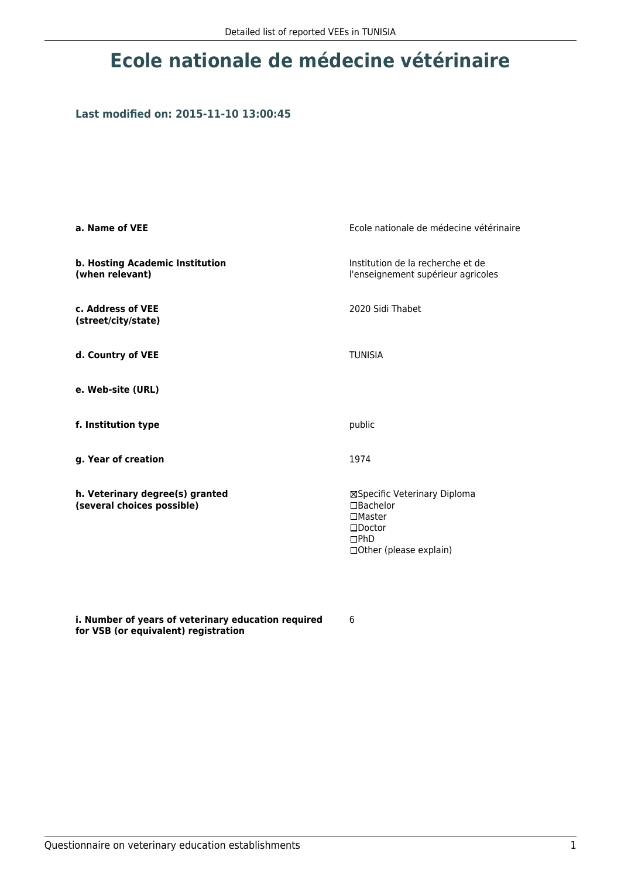# Ecole nationale de médecine vétérinaire

### Last modified on: 2015-11-10 13:00:45

| | |
|---|---|
| **a. Name of VEE** | Ecole nationale de médecine vétérinaire |
| **b. Hosting Academic Institution (when relevant)** | Institution de la recherche et de l'enseignement supérieur agricoles |
| **c. Address of VEE (street/city/state)** | 2020 Sidi Thabet |
| **d. Country of VEE** | TUNISIA |
| **e. Web-site (URL)** | |
| **f. Institution type** | public |
| **g. Year of creation** | 1974 |
| **h. Veterinary degree(s) granted (several choices possible)** | ☒Specific Veterinary Diploma<br>☐Bachelor<br>☐Master<br>☐Doctor<br>☐PhD<br>☐Other (please explain) |
| **i. Number of years of veterinary education required for VSB (or equivalent) registration** | 6 |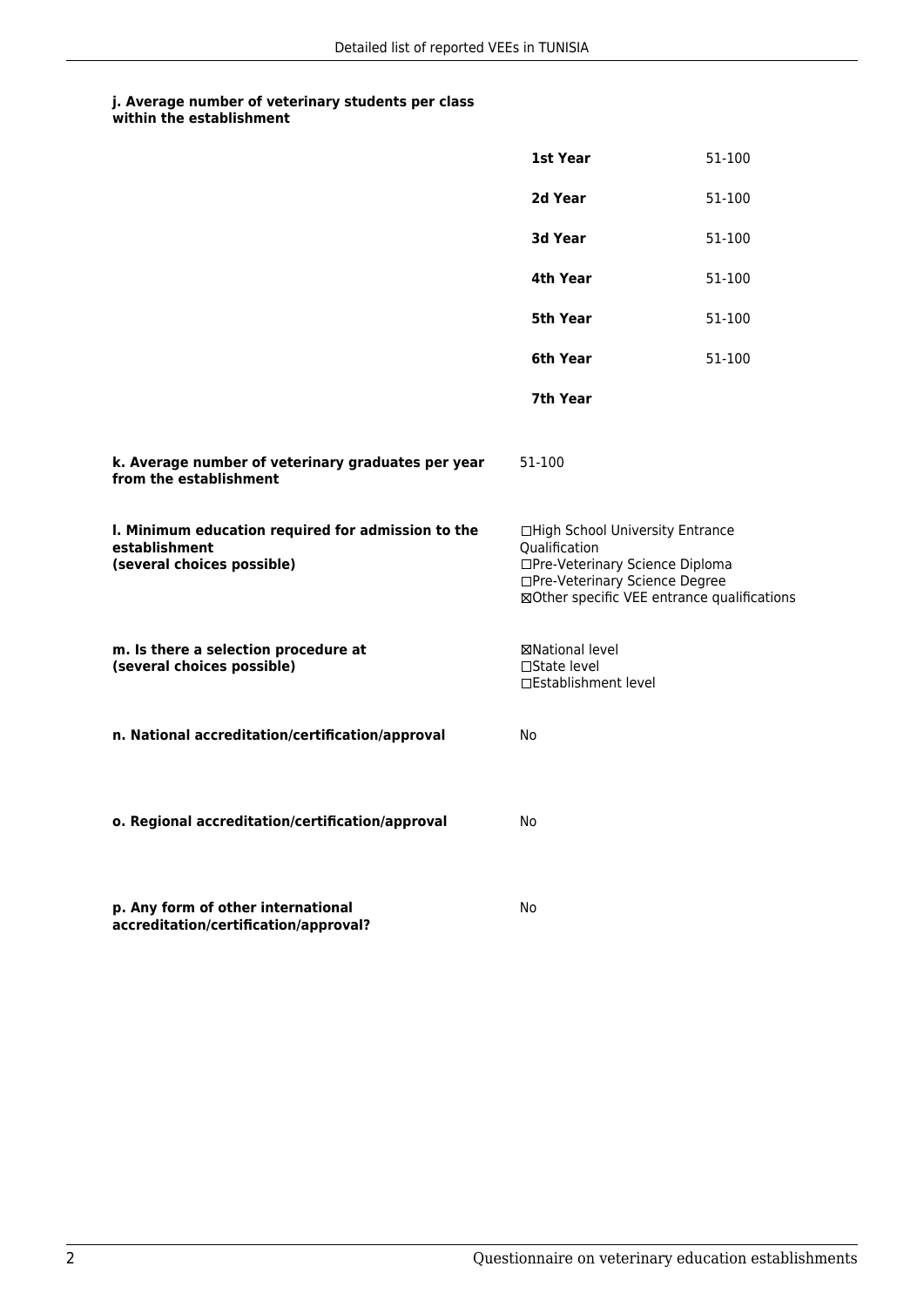**j. Average number of veterinary students per class within the establishment**

| | |
|---|---|
| **1st Year** | 51-100 |
| **2d Year** | 51-100 |
| **3d Year** | 51-100 |
| **4th Year** | 51-100 |
| **5th Year** | 51-100 |
| **6th Year** | 51-100 |
| **7th Year** | |

**k. Average number of veterinary graduates per year from the establishment**

51-100

**l. Minimum education required for admission to the establishment (several choices possible)**

☐High School University Entrance Qualification
☐Pre-Veterinary Science Diploma
☐Pre-Veterinary Science Degree
☒Other specific VEE entrance qualifications

**m. Is there a selection procedure at (several choices possible)**

☒National level
☐State level
☐Establishment level

**n. National accreditation/certification/approval**

No

**o. Regional accreditation/certification/approval**

No

**p. Any form of other international accreditation/certification/approval?**

No